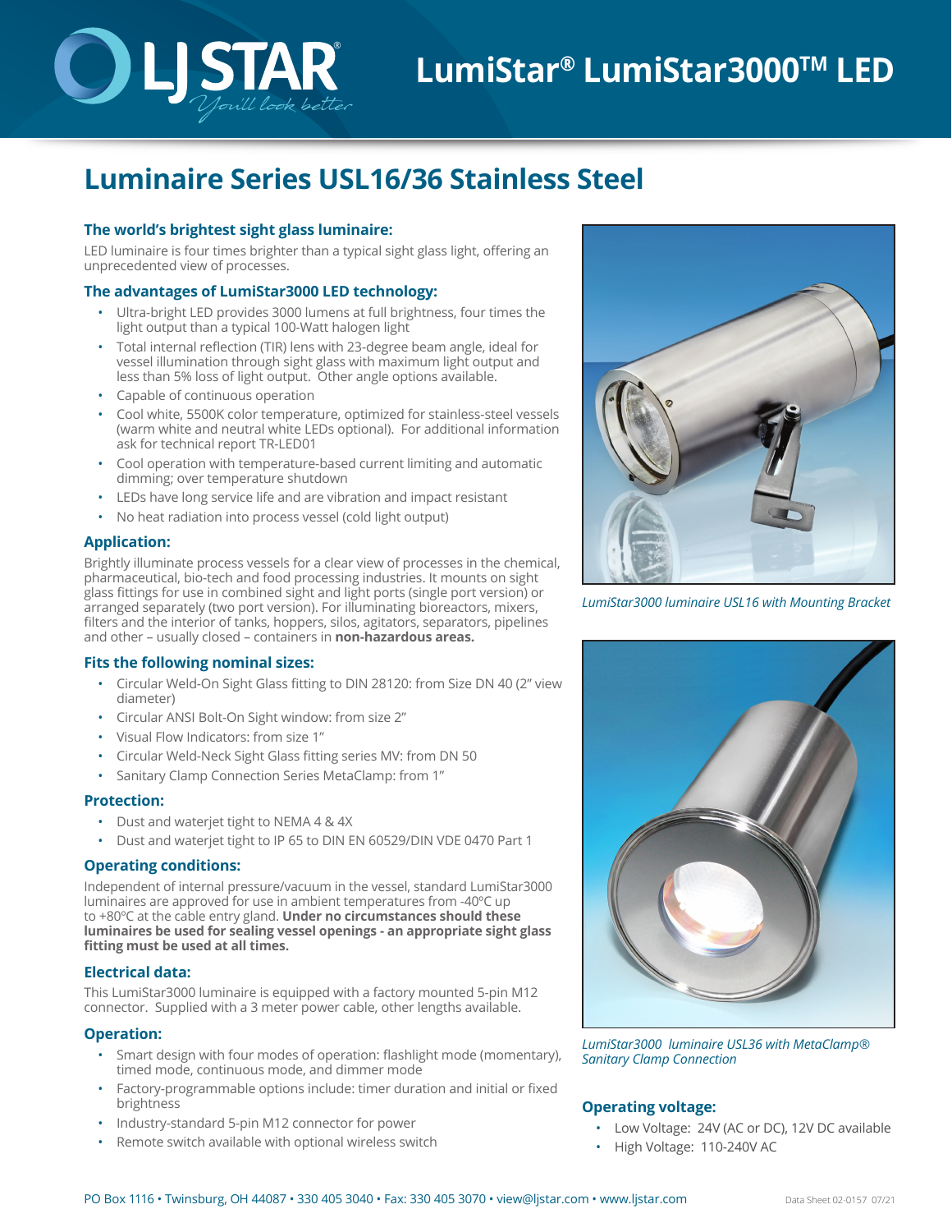# LumiStar® LumiStar3000™ LED

## Luminaire Series USL16/36 Stainless Steel

### The world's brightest sight glass luminaire:

LED luminaire is four times brighter than a typical sight glass light, offering an unprecedented view of processes.

### The advantages of LumiStar3000 LED technology:

- Ultra-bright LED provides 3000 lumens at full brightness, four times the light output than a typical 100-Watt halogen light
- Total internal reflection (TIR) lens with 23-degree beam angle, ideal for vessel illumination through sight glass with maximum light output and less than 5% loss of light output. Other angle options available.
- Capable of continuous operation
- Cool white, 5500K color temperature, optimized for stainless-steel vessels (warm white and neutral white LEDs optional). For additional information ask for technical report TR-LED01
- Cool operation with temperature-based current limiting and automatic dimming; over temperature shutdown
- LEDs have long service life and are vibration and impact resistant
- No heat radiation into process vessel (cold light output)

### Application:

Brightly illuminate process vessels for a clear view of processes in the chemical, pharmaceutical, bio-tech and food processing industries. It mounts on sight glass fittings for use in combined sight and light ports (single port version) or arranged separately (two port version). For illuminating bioreactors, mixers, filters and the interior of tanks, hoppers, silos, agitators, separators, pipelines and other – usually closed – containers in **non-hazardous areas.**

### Fits the following nominal sizes:

- Circular Weld-On Sight Glass fitting to DIN 28120: from Size DN 40 (2" view diameter)
- Circular ANSI Bolt-On Sight window: from size 2"
- Visual Flow Indicators: from size 1"
- Circular Weld-Neck Sight Glass fitting series MV: from DN 50
- Sanitary Clamp Connection Series MetaClamp: from 1"

### Protection:

- Dust and waterjet tight to NEMA 4 & 4X
- Dust and waterjet tight to IP 65 to DIN EN 60529/DIN VDE 0470 Part 1

### Operating conditions:

Independent of internal pressure/vacuum in the vessel, standard LumiStar3000 luminaires are approved for use in ambient temperatures from -40ºC up to +80ºC at the cable entry gland. **Under no circumstances should these luminaires be used for sealing vessel openings - an appropriate sight glass fitting must be used at all times.**

### Electrical data:

This LumiStar3000 luminaire is equipped with a factory mounted 5-pin M12 connector. Supplied with a 3 meter power cable, other lengths available.

### Operation:

- Smart design with four modes of operation: flashlight mode (momentary), timed mode, continuous mode, and dimmer mode
- Factory-programmable options include: timer duration and initial or fixed brightness
- Industry-standard 5-pin M12 connector for power
- Remote switch available with optional wireless switch

*LumiStar3000 luminaire USL16 with Mounting Bracket*

*LumiStar3000 luminaire USL36 with MetaClamp® Sanitary Clamp Connection*

### Operating voltage:

- Low Voltage: 24V (AC or DC), 12V DC available
- High Voltage: 110-240V AC

PO Box 1116 • Twinsburg, OH 44087 • 330 405 3040 • Fax: 330 405 3070 • view@ljstar.com • www.ljstar.com

Data Sheet 02-0157 07/21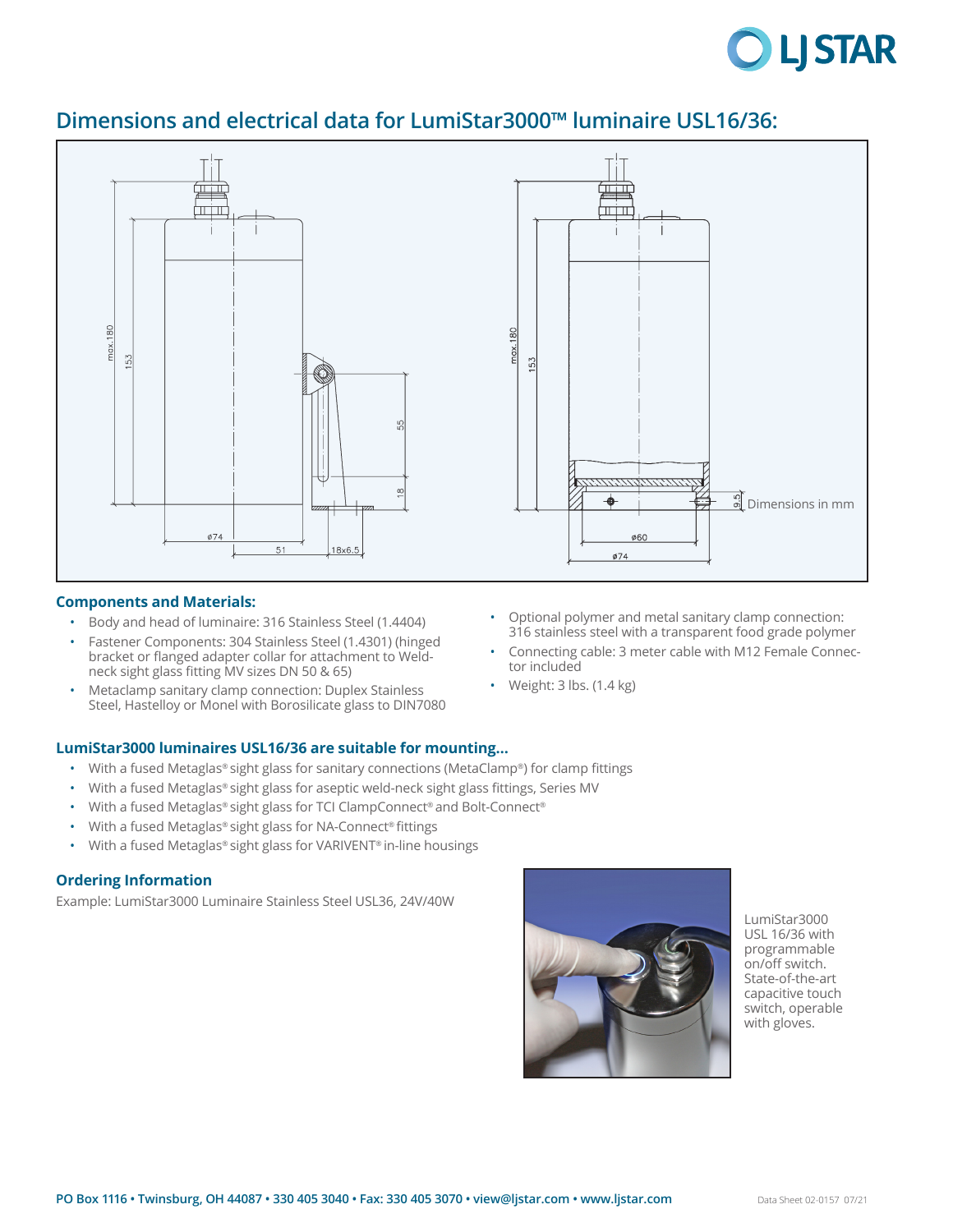## Dimensions and electrical data for LumiStar3000™ luminaire USL16/36:

max.180
153
55
18
ø74
51
18x6.5

max.180
153
9.5
ø60
ø74
Dimensions in mm

### Components and Materials:

- Body and head of luminaire: 316 Stainless Steel (1.4404)
- Fastener Components: 304 Stainless Steel (1.4301) (hinged bracket or flanged adapter collar for attachment to Weld-neck sight glass fitting MV sizes DN 50 & 65)
- Metaclamp sanitary clamp connection: Duplex Stainless Steel, Hastelloy or Monel with Borosilicate glass to DIN7080
- Optional polymer and metal sanitary clamp connection: 316 stainless steel with a transparent food grade polymer
- Connecting cable: 3 meter cable with M12 Female Connector included
- Weight: 3 lbs. (1.4 kg)

### LumiStar3000 luminaires USL16/36 are suitable for mounting...

- With a fused Metaglas® sight glass for sanitary connections (MetaClamp®) for clamp fittings
- With a fused Metaglas® sight glass for aseptic weld-neck sight glass fittings, Series MV
- With a fused Metaglas® sight glass for TCI ClampConnect® and Bolt-Connect®
- With a fused Metaglas® sight glass for NA-Connect® fittings
- With a fused Metaglas® sight glass for VARIVENT® in-line housings

### Ordering Information

Example: LumiStar3000 Luminaire Stainless Steel USL36, 24V/40W

LumiStar3000 USL 16/36 with programmable on/off switch. State-of-the-art capacitive touch switch, operable with gloves.

PO Box 1116 • Twinsburg, OH 44087 • 330 405 3040 • Fax: 330 405 3070 • view@ljstar.com • www.ljstar.com

Data Sheet 02-0157 07/21